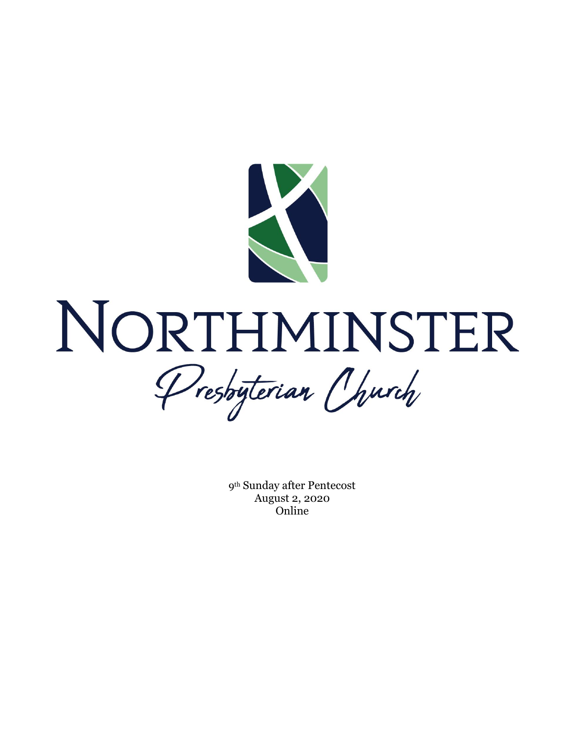# NORTHMINSTER

*Presbyterian Church*

9th Sunday after Pentecost
August 2, 2020
Online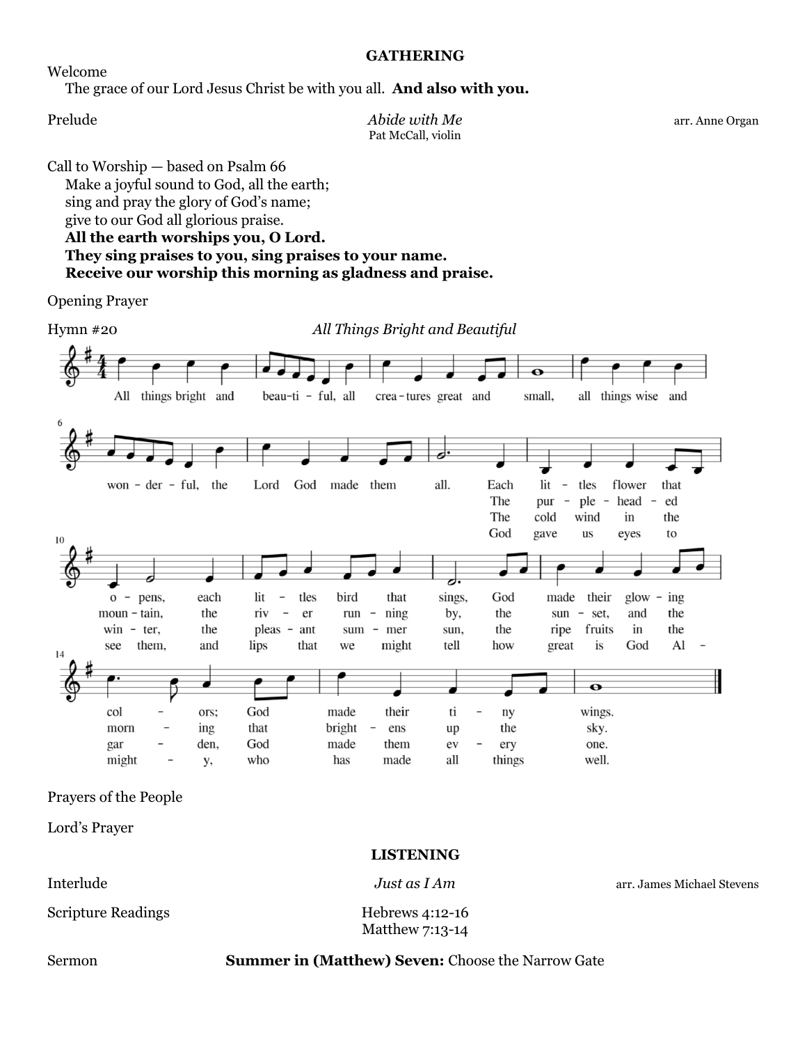## GATHERING

Welcome

The grace of our Lord Jesus Christ be with you all. **And also with you.**

Prelude *Abide with Me* arr. Anne Organ

Pat McCall, violin

Call to Worship — based on Psalm 66

Make a joyful sound to God, all the earth;
sing and pray the glory of God's name;
give to our God all glorious praise.
**All the earth worships you, O Lord.**
**They sing praises to you, sing praises to your name.**
**Receive our worship this morning as gladness and praise.**

Opening Prayer

Hymn #20 *All Things Bright and Beautiful*

All things bright and beautiful, all creatures great and small, all things wise and wonderful, the Lord God made them all.

Each little flower that opens, each little bird that sings, God made their glowing colors; God made their tiny wings.

The purple-headed mountain, the river running by, the sunset, and the morning that brightens up the sky.

The cold wind in the winter, the pleasant summer sun, the ripe fruits in the garden, God made them every one.

God gave us eyes to see them, and lips that we might tell how great is God Almighty, who has made all things well.

Prayers of the People

Lord's Prayer

## LISTENING

Interlude *Just as I Am* arr. James Michael Stevens

Scripture Readings Hebrews 4:12-16
Matthew 7:13-14

Sermon **Summer in (Matthew) Seven:** Choose the Narrow Gate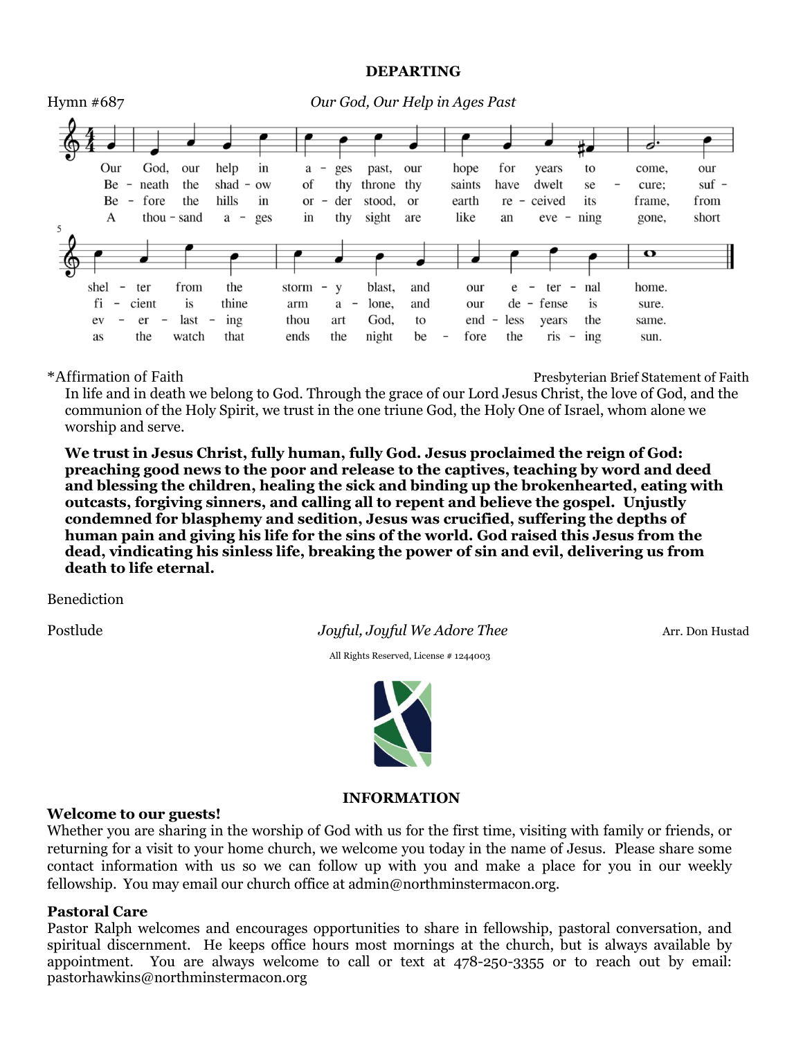**DEPARTING**

Hymn #687 *Our God, Our Help in Ages Past*

Our God, our help in ages past, our hope for years to come, our shelter from the stormy blast, and our eternal home.

Beneath the shadow of thy throne thy saints have dwelt secure; sufficient is thine arm alone, and our defense is sure.

Before the hills in order stood, or earth received its frame, from everlasting thou art God, to endless years the same.

A thousand ages in thy sight are like an evening gone, short as the watch that ends the night before the rising sun.

*Affirmation of Faith Presbyterian Brief Statement of Faith

In life and in death we belong to God. Through the grace of our Lord Jesus Christ, the love of God, and the communion of the Holy Spirit, we trust in the one triune God, the Holy One of Israel, whom alone we worship and serve.

**We trust in Jesus Christ, fully human, fully God. Jesus proclaimed the reign of God: preaching good news to the poor and release to the captives, teaching by word and deed and blessing the children, healing the sick and binding up the brokenhearted, eating with outcasts, forgiving sinners, and calling all to repent and believe the gospel. Unjustly condemned for blasphemy and sedition, Jesus was crucified, suffering the depths of human pain and giving his life for the sins of the world. God raised this Jesus from the dead, vindicating his sinless life, breaking the power of sin and evil, delivering us from death to life eternal.**

Benediction

Postlude *Joyful, Joyful We Adore Thee* Arr. Don Hustad

All Rights Reserved, License # 1244003

**INFORMATION**

**Welcome to our guests!**

Whether you are sharing in the worship of God with us for the first time, visiting with family or friends, or returning for a visit to your home church, we welcome you today in the name of Jesus. Please share some contact information with us so we can follow up with you and make a place for you in our weekly fellowship. You may email our church office at admin@northminstermacon.org.

**Pastoral Care**

Pastor Ralph welcomes and encourages opportunities to share in fellowship, pastoral conversation, and spiritual discernment. He keeps office hours most mornings at the church, but is always available by appointment. You are always welcome to call or text at 478-250-3355 or to reach out by email: pastorhawkins@northminstermacon.org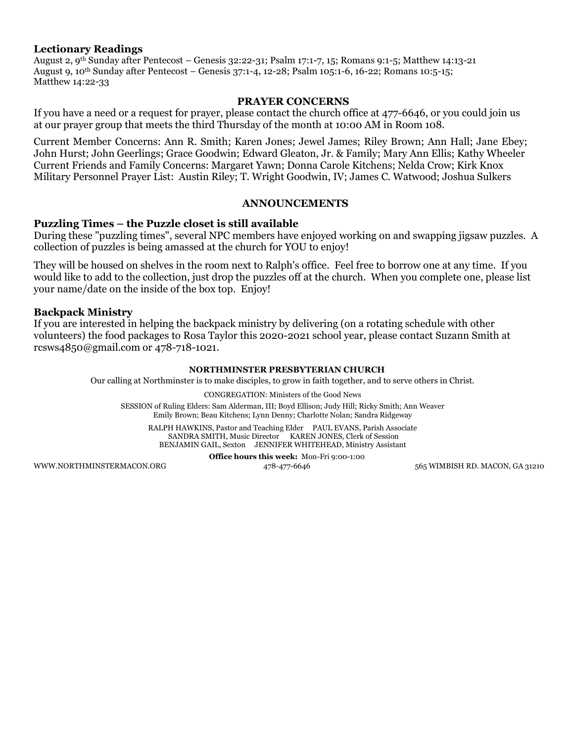### Lectionary Readings

August 2, 9th Sunday after Pentecost – Genesis 32:22-31; Psalm 17:1-7, 15; Romans 9:1-5; Matthew 14:13-21
August 9, 10th Sunday after Pentecost – Genesis 37:1-4, 12-28; Psalm 105:1-6, 16-22; Romans 10:5-15; Matthew 14:22-33

## PRAYER CONCERNS

If you have a need or a request for prayer, please contact the church office at 477-6646, or you could join us at our prayer group that meets the third Thursday of the month at 10:00 AM in Room 108.

Current Member Concerns: Ann R. Smith; Karen Jones; Jewel James; Riley Brown; Ann Hall; Jane Ebey; John Hurst; John Geerlings; Grace Goodwin; Edward Gleaton, Jr. & Family; Mary Ann Ellis; Kathy Wheeler
Current Friends and Family Concerns: Margaret Yawn; Donna Carole Kitchens; Nelda Crow; Kirk Knox
Military Personnel Prayer List: Austin Riley; T. Wright Goodwin, IV; James C. Watwood; Joshua Sulkers

## ANNOUNCEMENTS

### Puzzling Times – the Puzzle closet is still available

During these "puzzling times", several NPC members have enjoyed working on and swapping jigsaw puzzles. A collection of puzzles is being amassed at the church for YOU to enjoy!

They will be housed on shelves in the room next to Ralph's office. Feel free to borrow one at any time. If you would like to add to the collection, just drop the puzzles off at the church. When you complete one, please list your name/date on the inside of the box top. Enjoy!

### Backpack Ministry

If you are interested in helping the backpack ministry by delivering (on a rotating schedule with other volunteers) the food packages to Rosa Taylor this 2020-2021 school year, please contact Suzann Smith at rcsws4850@gmail.com or 478-718-1021.

**NORTHMINSTER PRESBYTERIAN CHURCH**

Our calling at Northminster is to make disciples, to grow in faith together, and to serve others in Christ.

CONGREGATION: Ministers of the Good News

SESSION of Ruling Elders: Sam Alderman, III; Boyd Ellison; Judy Hill; Ricky Smith; Ann Weaver
Emily Brown; Beau Kitchens; Lynn Denny; Charlotte Nolan; Sandra Ridgeway

RALPH HAWKINS, Pastor and Teaching Elder PAUL EVANS, Parish Associate
SANDRA SMITH, Music Director KAREN JONES, Clerk of Session
BENJAMIN GAIL, Sexton JENNIFER WHITEHEAD, Ministry Assistant

**Office hours this week:** Mon-Fri 9:00-1:00

WWW.NORTHMINSTERMACON.ORG 478-477-6646 565 WIMBISH RD. MACON, GA 31210